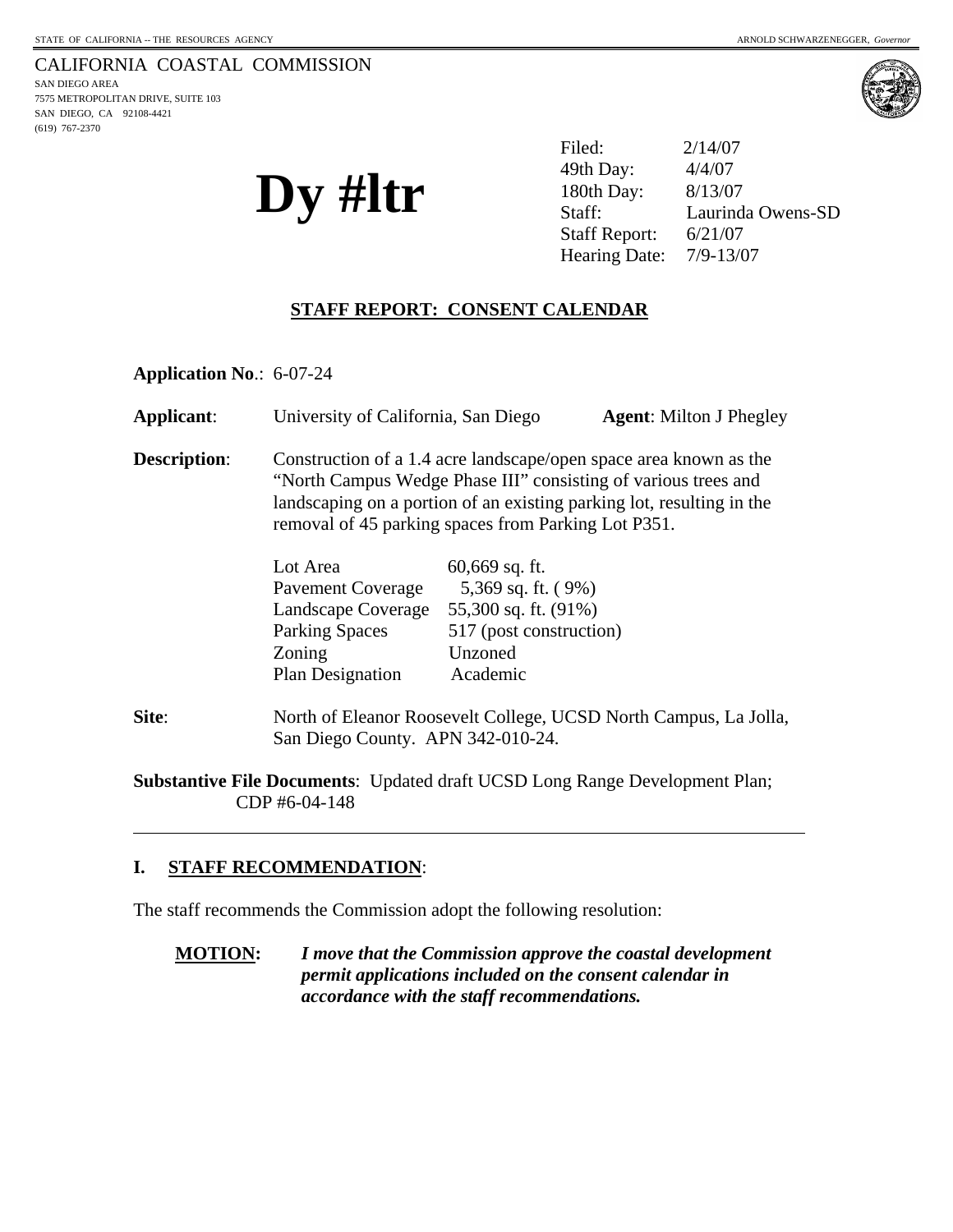STATE OF CALIFORNIA -- THE RESOURCES AGENCY ARNOLD SCHWARZENEGGER, *Governor*

CALIFORNIA COASTAL COMMISSION
SAN DIEGO AREA
7575 METROPOLITAN DRIVE, SUITE 103
SAN DIEGO, CA 92108-4421
(619) 767-2370

# Dy #ltr

Filed: 2/14/07
49th Day: 4/4/07
180th Day: 8/13/07
Staff: Laurinda Owens-SD
Staff Report: 6/21/07
Hearing Date: 7/9-13/07

## STAFF REPORT: CONSENT CALENDAR

**Application No**.: 6-07-24

**Applicant**: University of California, San Diego **Agent**: Milton J Phegley

**Description**: Construction of a 1.4 acre landscape/open space area known as the "North Campus Wedge Phase III" consisting of various trees and landscaping on a portion of an existing parking lot, resulting in the removal of 45 parking spaces from Parking Lot P351.

| | |
|---|---|
| Lot Area | 60,669 sq. ft. |
| Pavement Coverage | 5,369 sq. ft. ( 9%) |
| Landscape Coverage | 55,300 sq. ft. (91%) |
| Parking Spaces | 517 (post construction) |
| Zoning | Unzoned |
| Plan Designation | Academic |

**Site**: North of Eleanor Roosevelt College, UCSD North Campus, La Jolla, San Diego County. APN 342-010-24.

**Substantive File Documents**: Updated draft UCSD Long Range Development Plan; CDP #6-04-148

---

## I. STAFF RECOMMENDATION:

The staff recommends the Commission adopt the following resolution:

**MOTION:** ***I move that the Commission approve the coastal development permit applications included on the consent calendar in accordance with the staff recommendations.***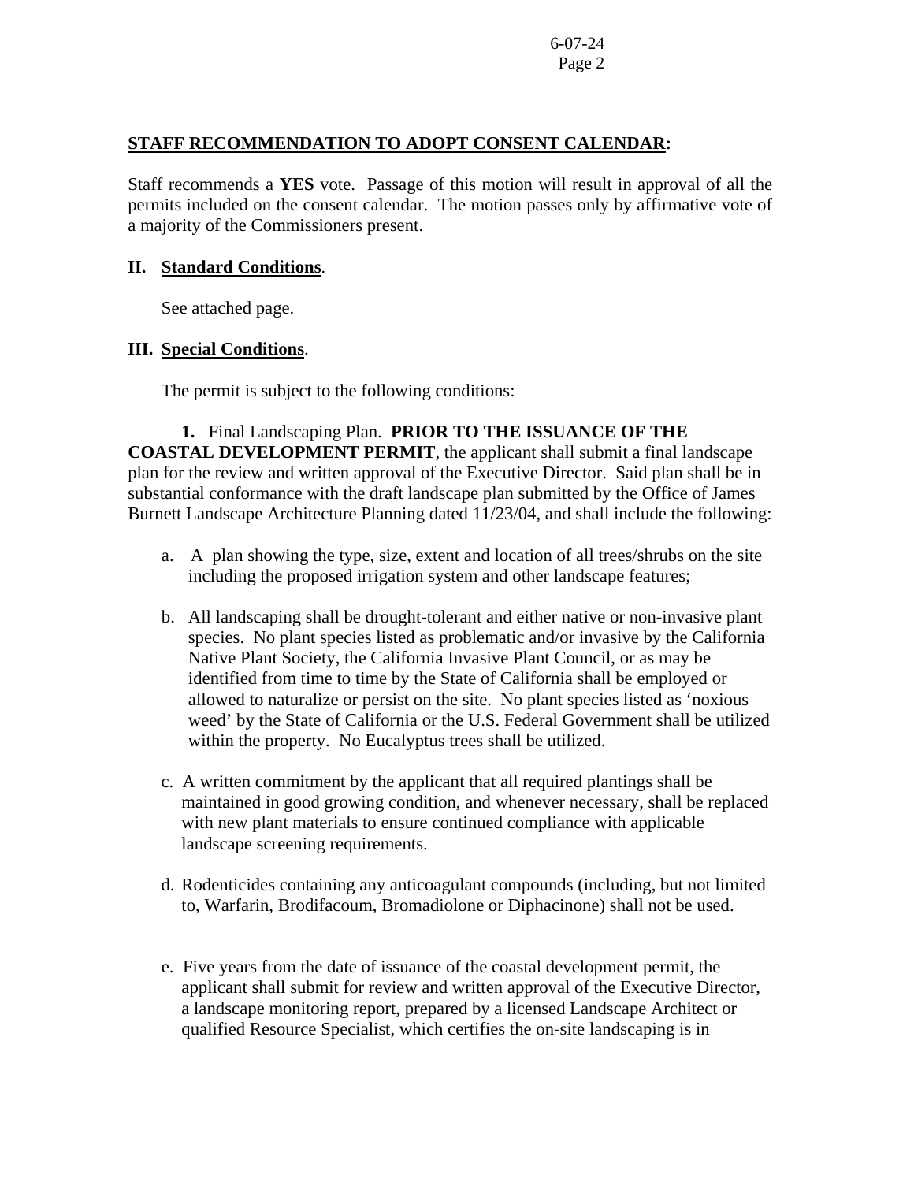**STAFF RECOMMENDATION TO ADOPT CONSENT CALENDAR:**

Staff recommends a **YES** vote. Passage of this motion will result in approval of all the permits included on the consent calendar. The motion passes only by affirmative vote of a majority of the Commissioners present.

## II. Standard Conditions.

See attached page.

## III. Special Conditions.

The permit is subject to the following conditions:

**1.** Final Landscaping Plan. **PRIOR TO THE ISSUANCE OF THE COASTAL DEVELOPMENT PERMIT**, the applicant shall submit a final landscape plan for the review and written approval of the Executive Director. Said plan shall be in substantial conformance with the draft landscape plan submitted by the Office of James Burnett Landscape Architecture Planning dated 11/23/04, and shall include the following:

a. A plan showing the type, size, extent and location of all trees/shrubs on the site including the proposed irrigation system and other landscape features;

b. All landscaping shall be drought-tolerant and either native or non-invasive plant species. No plant species listed as problematic and/or invasive by the California Native Plant Society, the California Invasive Plant Council, or as may be identified from time to time by the State of California shall be employed or allowed to naturalize or persist on the site. No plant species listed as 'noxious weed' by the State of California or the U.S. Federal Government shall be utilized within the property. No Eucalyptus trees shall be utilized.

c. A written commitment by the applicant that all required plantings shall be maintained in good growing condition, and whenever necessary, shall be replaced with new plant materials to ensure continued compliance with applicable landscape screening requirements.

d. Rodenticides containing any anticoagulant compounds (including, but not limited to, Warfarin, Brodifacoum, Bromadiolone or Diphacinone) shall not be used.

e. Five years from the date of issuance of the coastal development permit, the applicant shall submit for review and written approval of the Executive Director, a landscape monitoring report, prepared by a licensed Landscape Architect or qualified Resource Specialist, which certifies the on-site landscaping is in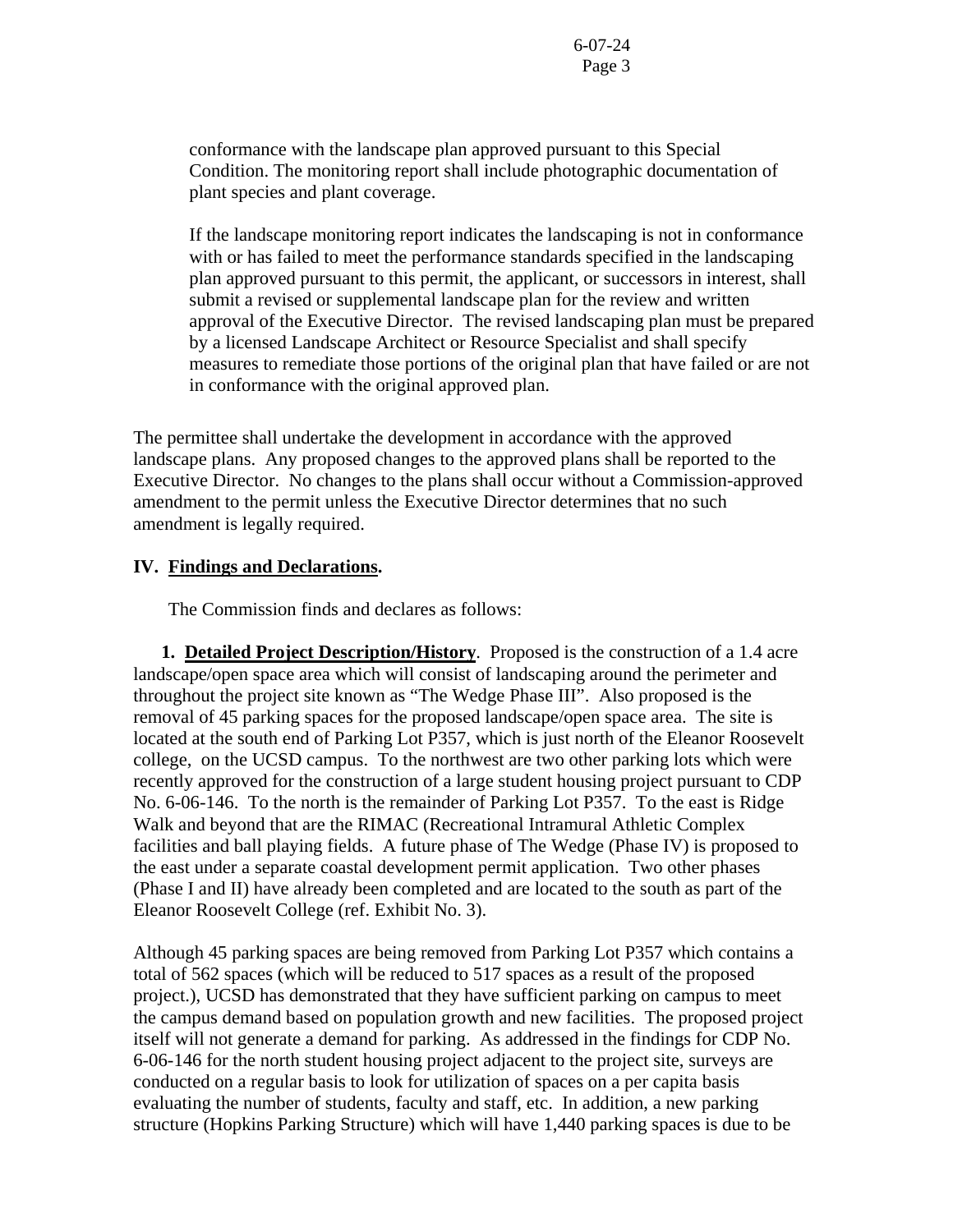conformance with the landscape plan approved pursuant to this Special Condition. The monitoring report shall include photographic documentation of plant species and plant coverage.

If the landscape monitoring report indicates the landscaping is not in conformance with or has failed to meet the performance standards specified in the landscaping plan approved pursuant to this permit, the applicant, or successors in interest, shall submit a revised or supplemental landscape plan for the review and written approval of the Executive Director. The revised landscaping plan must be prepared by a licensed Landscape Architect or Resource Specialist and shall specify measures to remediate those portions of the original plan that have failed or are not in conformance with the original approved plan.

The permittee shall undertake the development in accordance with the approved landscape plans. Any proposed changes to the approved plans shall be reported to the Executive Director. No changes to the plans shall occur without a Commission-approved amendment to the permit unless the Executive Director determines that no such amendment is legally required.

## IV. Findings and Declarations.

The Commission finds and declares as follows:

**1. Detailed Project Description/History**. Proposed is the construction of a 1.4 acre landscape/open space area which will consist of landscaping around the perimeter and throughout the project site known as "The Wedge Phase III". Also proposed is the removal of 45 parking spaces for the proposed landscape/open space area. The site is located at the south end of Parking Lot P357, which is just north of the Eleanor Roosevelt college, on the UCSD campus. To the northwest are two other parking lots which were recently approved for the construction of a large student housing project pursuant to CDP No. 6-06-146. To the north is the remainder of Parking Lot P357. To the east is Ridge Walk and beyond that are the RIMAC (Recreational Intramural Athletic Complex facilities and ball playing fields. A future phase of The Wedge (Phase IV) is proposed to the east under a separate coastal development permit application. Two other phases (Phase I and II) have already been completed and are located to the south as part of the Eleanor Roosevelt College (ref. Exhibit No. 3).

Although 45 parking spaces are being removed from Parking Lot P357 which contains a total of 562 spaces (which will be reduced to 517 spaces as a result of the proposed project.), UCSD has demonstrated that they have sufficient parking on campus to meet the campus demand based on population growth and new facilities. The proposed project itself will not generate a demand for parking. As addressed in the findings for CDP No. 6-06-146 for the north student housing project adjacent to the project site, surveys are conducted on a regular basis to look for utilization of spaces on a per capita basis evaluating the number of students, faculty and staff, etc. In addition, a new parking structure (Hopkins Parking Structure) which will have 1,440 parking spaces is due to be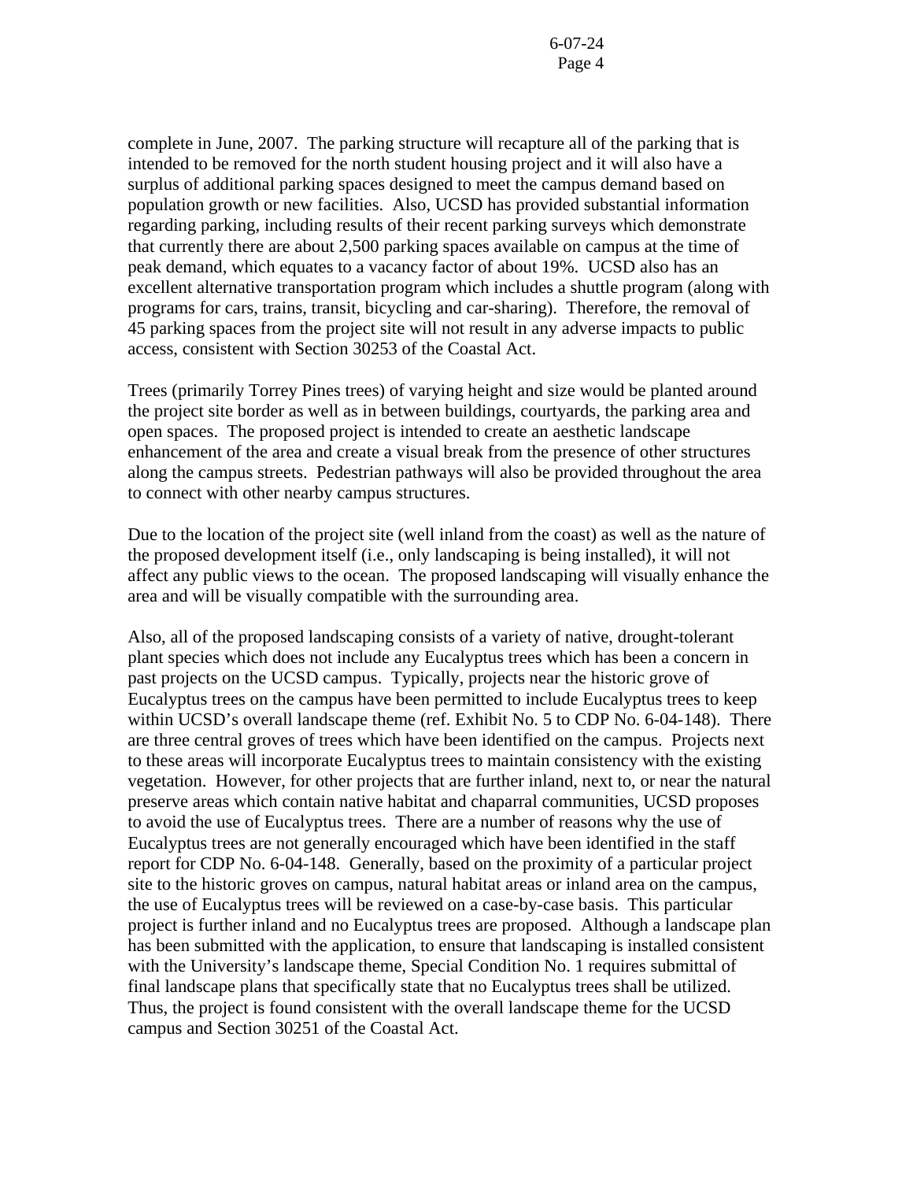complete in June, 2007. The parking structure will recapture all of the parking that is intended to be removed for the north student housing project and it will also have a surplus of additional parking spaces designed to meet the campus demand based on population growth or new facilities. Also, UCSD has provided substantial information regarding parking, including results of their recent parking surveys which demonstrate that currently there are about 2,500 parking spaces available on campus at the time of peak demand, which equates to a vacancy factor of about 19%. UCSD also has an excellent alternative transportation program which includes a shuttle program (along with programs for cars, trains, transit, bicycling and car-sharing). Therefore, the removal of 45 parking spaces from the project site will not result in any adverse impacts to public access, consistent with Section 30253 of the Coastal Act.

Trees (primarily Torrey Pines trees) of varying height and size would be planted around the project site border as well as in between buildings, courtyards, the parking area and open spaces. The proposed project is intended to create an aesthetic landscape enhancement of the area and create a visual break from the presence of other structures along the campus streets. Pedestrian pathways will also be provided throughout the area to connect with other nearby campus structures.

Due to the location of the project site (well inland from the coast) as well as the nature of the proposed development itself (i.e., only landscaping is being installed), it will not affect any public views to the ocean. The proposed landscaping will visually enhance the area and will be visually compatible with the surrounding area.

Also, all of the proposed landscaping consists of a variety of native, drought-tolerant plant species which does not include any Eucalyptus trees which has been a concern in past projects on the UCSD campus. Typically, projects near the historic grove of Eucalyptus trees on the campus have been permitted to include Eucalyptus trees to keep within UCSD's overall landscape theme (ref. Exhibit No. 5 to CDP No. 6-04-148). There are three central groves of trees which have been identified on the campus. Projects next to these areas will incorporate Eucalyptus trees to maintain consistency with the existing vegetation. However, for other projects that are further inland, next to, or near the natural preserve areas which contain native habitat and chaparral communities, UCSD proposes to avoid the use of Eucalyptus trees. There are a number of reasons why the use of Eucalyptus trees are not generally encouraged which have been identified in the staff report for CDP No. 6-04-148. Generally, based on the proximity of a particular project site to the historic groves on campus, natural habitat areas or inland area on the campus, the use of Eucalyptus trees will be reviewed on a case-by-case basis. This particular project is further inland and no Eucalyptus trees are proposed. Although a landscape plan has been submitted with the application, to ensure that landscaping is installed consistent with the University's landscape theme, Special Condition No. 1 requires submittal of final landscape plans that specifically state that no Eucalyptus trees shall be utilized. Thus, the project is found consistent with the overall landscape theme for the UCSD campus and Section 30251 of the Coastal Act.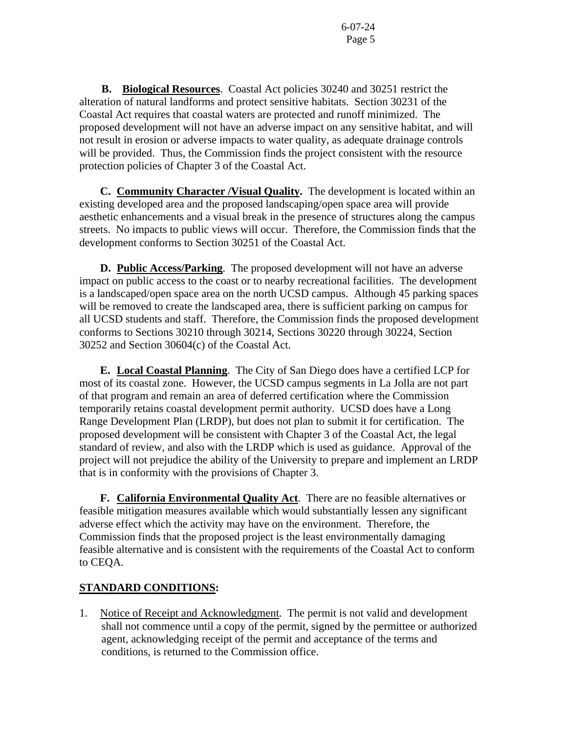**B. Biological Resources**. Coastal Act policies 30240 and 30251 restrict the alteration of natural landforms and protect sensitive habitats. Section 30231 of the Coastal Act requires that coastal waters are protected and runoff minimized. The proposed development will not have an adverse impact on any sensitive habitat, and will not result in erosion or adverse impacts to water quality, as adequate drainage controls will be provided. Thus, the Commission finds the project consistent with the resource protection policies of Chapter 3 of the Coastal Act.

**C. Community Character /Visual Quality.** The development is located within an existing developed area and the proposed landscaping/open space area will provide aesthetic enhancements and a visual break in the presence of structures along the campus streets. No impacts to public views will occur. Therefore, the Commission finds that the development conforms to Section 30251 of the Coastal Act.

**D. Public Access/Parking**. The proposed development will not have an adverse impact on public access to the coast or to nearby recreational facilities. The development is a landscaped/open space area on the north UCSD campus. Although 45 parking spaces will be removed to create the landscaped area, there is sufficient parking on campus for all UCSD students and staff. Therefore, the Commission finds the proposed development conforms to Sections 30210 through 30214, Sections 30220 through 30224, Section 30252 and Section 30604(c) of the Coastal Act.

**E. Local Coastal Planning**. The City of San Diego does have a certified LCP for most of its coastal zone. However, the UCSD campus segments in La Jolla are not part of that program and remain an area of deferred certification where the Commission temporarily retains coastal development permit authority. UCSD does have a Long Range Development Plan (LRDP), but does not plan to submit it for certification. The proposed development will be consistent with Chapter 3 of the Coastal Act, the legal standard of review, and also with the LRDP which is used as guidance. Approval of the project will not prejudice the ability of the University to prepare and implement an LRDP that is in conformity with the provisions of Chapter 3.

**F. California Environmental Quality Act**. There are no feasible alternatives or feasible mitigation measures available which would substantially lessen any significant adverse effect which the activity may have on the environment. Therefore, the Commission finds that the proposed project is the least environmentally damaging feasible alternative and is consistent with the requirements of the Coastal Act to conform to CEQA.

**STANDARD CONDITIONS:**

1. Notice of Receipt and Acknowledgment. The permit is not valid and development shall not commence until a copy of the permit, signed by the permittee or authorized agent, acknowledging receipt of the permit and acceptance of the terms and conditions, is returned to the Commission office.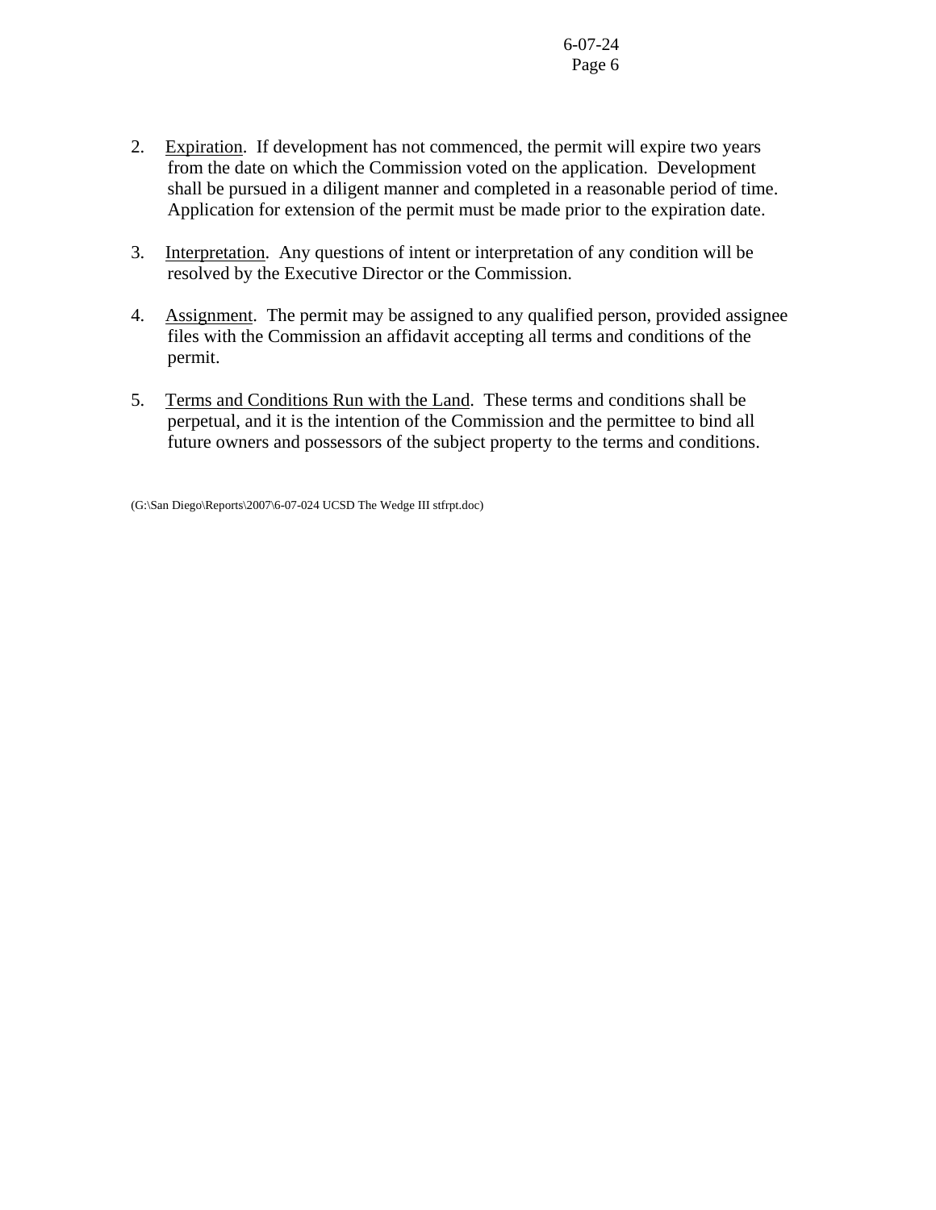2. Expiration. If development has not commenced, the permit will expire two years from the date on which the Commission voted on the application. Development shall be pursued in a diligent manner and completed in a reasonable period of time. Application for extension of the permit must be made prior to the expiration date.

3. Interpretation. Any questions of intent or interpretation of any condition will be resolved by the Executive Director or the Commission.

4. Assignment. The permit may be assigned to any qualified person, provided assignee files with the Commission an affidavit accepting all terms and conditions of the permit.

5. Terms and Conditions Run with the Land. These terms and conditions shall be perpetual, and it is the intention of the Commission and the permittee to bind all future owners and possessors of the subject property to the terms and conditions.

(G:\San Diego\Reports\2007\6-07-024 UCSD The Wedge III stfrpt.doc)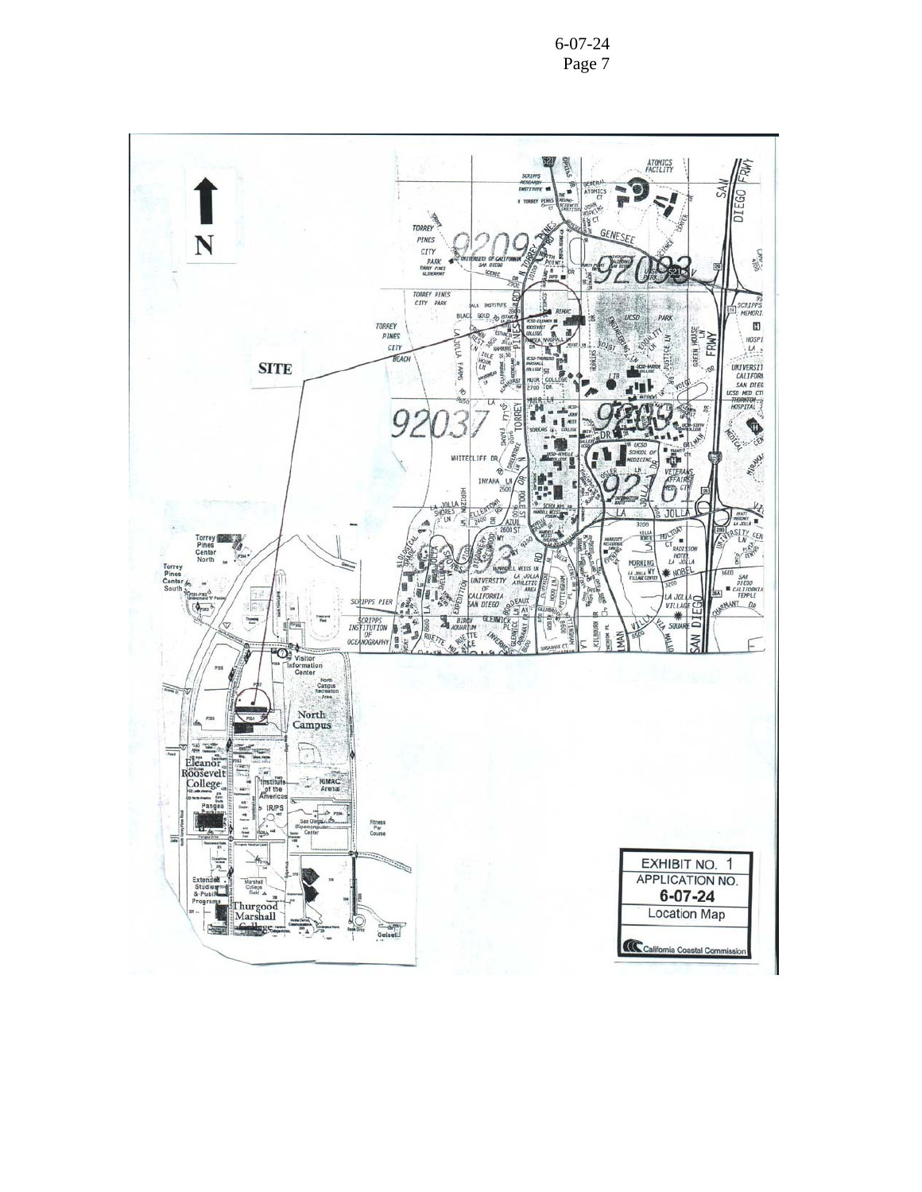**SITE**

N

EXHIBIT NO. 1
APPLICATION NO.
**6-07-24**
Location Map

California Coastal Commission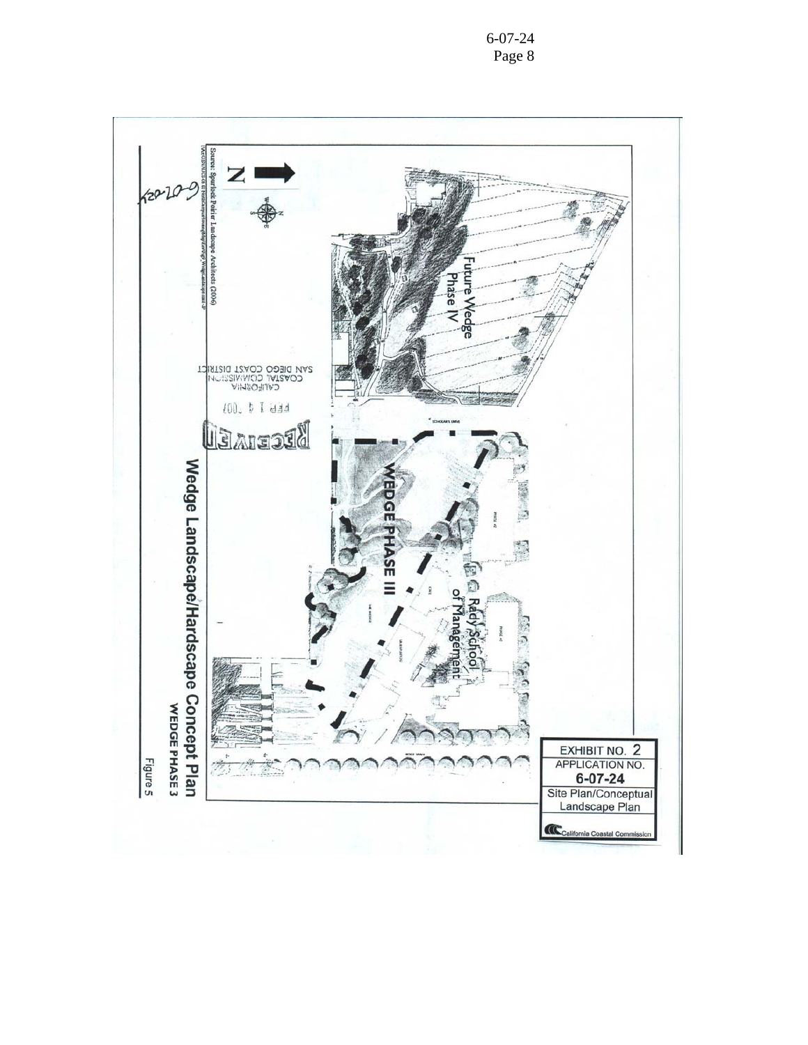EXHIBIT NO. 2

APPLICATION NO.

**6-07-24**

Site Plan/Conceptual Landscape Plan

California Coastal Commission

**Wedge Landscape/Hardscape Concept Plan**

**WEDGE PHASE 3**

Figure 5

Source: Spurlock Poirier Landscape Architects (2006)

Future Wedge Phase IV

WEDGE PHASE III

Rady School of Management

RECEIVED

FEB 1 4 2007

CALIFORNIA COASTAL COMMISSION SAN DIEGO COAST DISTRICT

6-07-24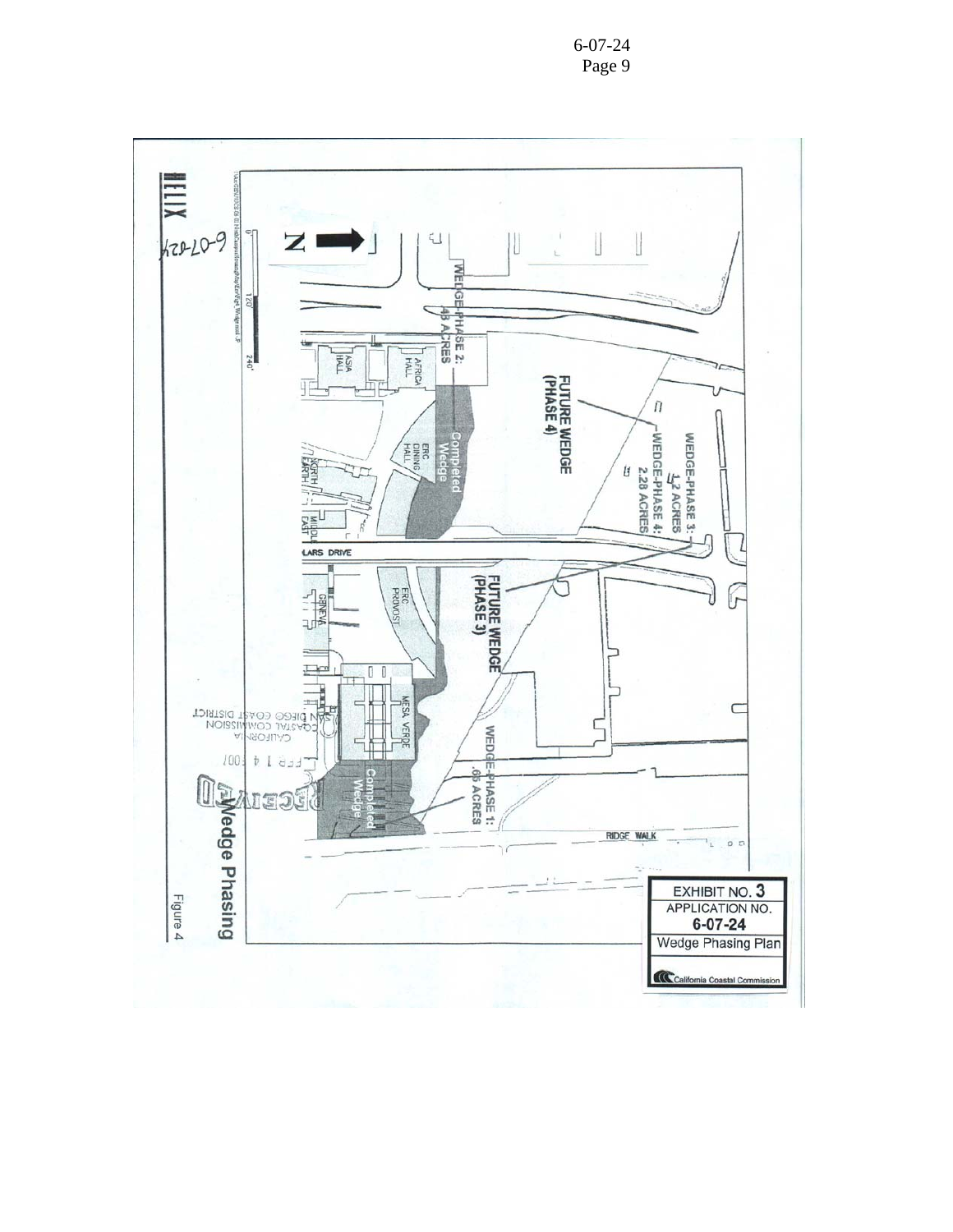6-07-24

HELIX

N

0' 120' 240'

WEDGE-PHASE 2: .48 ACRES

FUTURE WEDGE (PHASE 4)

WEDGE-PHASE 3: 1.2 ACRES

WEDGE-PHASE 4: 2.28 ACRES

ASIA HALL

AFRICA HALL

Completed Wedge

ERC DINING HALL

NORTH EARTH

MIDDLE EAST

SCHOLARS DRIVE

ERC PROVOST

FUTURE WEDGE (PHASE 3)

GENEVA

MESA VERDE

WEDGE-PHASE 1: .65 ACRES

Completed Wedge

RIDGE WALK

RECEIVED

FEB 1 4 2007

CALIFORNIA COASTAL COMMISSION SAN DIEGO COAST DISTRICT

Wedge Phasing

Figure 4

EXHIBIT NO. 3

APPLICATION NO. 6-07-24

Wedge Phasing Plan

California Coastal Commission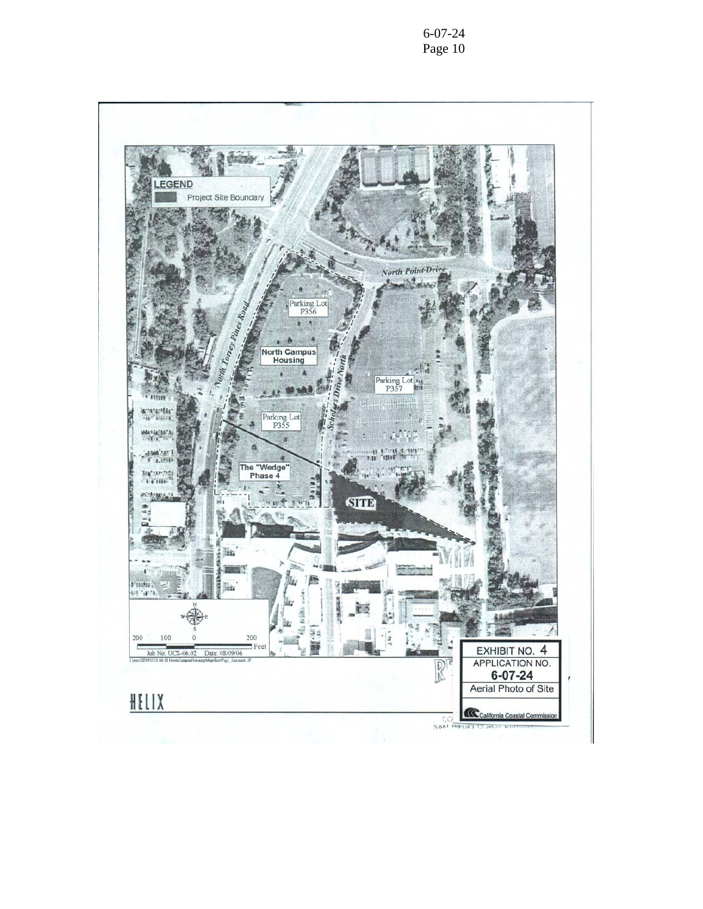LEGEND

Project Site Boundary

North Point Drive

North Torrey Pines Road

Parking Lot P356

North Campus Housing

Scholars Drive North

Parking Lot P357

Parking Lot P355

The "Wedge" Phase 4

SITE

N W E S

200 100 0 200 Feet

Job No: UCS-06.02 Date: 08/09/06

HELIX

EXHIBIT NO. 4

APPLICATION NO.

6-07-24

Aerial Photo of Site

California Coastal Commission